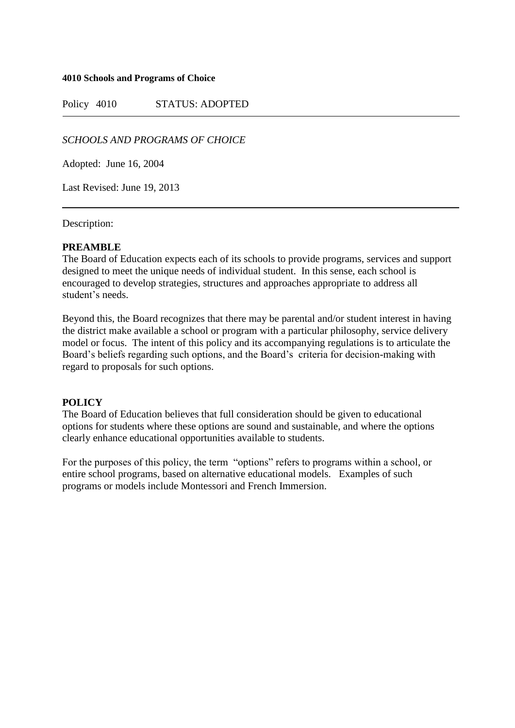**4010 Schools and Programs of Choice**

Policy 4010 STATUS: ADOPTED

---

*SCHOOLS AND PROGRAMS OF CHOICE*

Adopted: June 16, 2004

Last Revised: June 19, 2013

---

Description:

**PREAMBLE**

The Board of Education expects each of its schools to provide programs, services and support designed to meet the unique needs of individual student. In this sense, each school is encouraged to develop strategies, structures and approaches appropriate to address all student's needs.

Beyond this, the Board recognizes that there may be parental and/or student interest in having the district make available a school or program with a particular philosophy, service delivery model or focus. The intent of this policy and its accompanying regulations is to articulate the Board's beliefs regarding such options, and the Board's criteria for decision-making with regard to proposals for such options.

**POLICY**

The Board of Education believes that full consideration should be given to educational options for students where these options are sound and sustainable, and where the options clearly enhance educational opportunities available to students.

For the purposes of this policy, the term "options" refers to programs within a school, or entire school programs, based on alternative educational models. Examples of such programs or models include Montessori and French Immersion.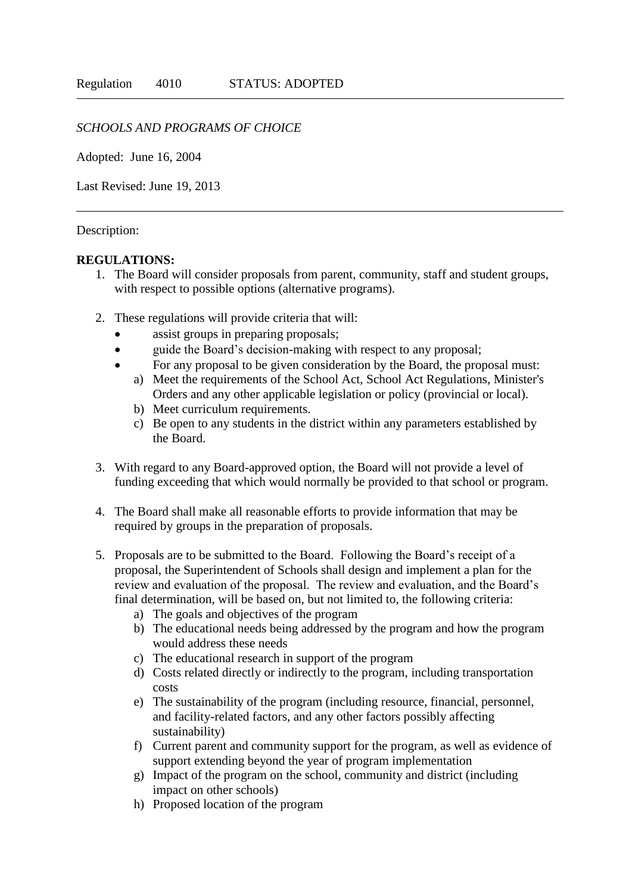Regulation 4010 STATUS: ADOPTED

---

*SCHOOLS AND PROGRAMS OF CHOICE*

Adopted: June 16, 2004

Last Revised: June 19, 2013

---

Description:

**REGULATIONS:**

1. The Board will consider proposals from parent, community, staff and student groups, with respect to possible options (alternative programs).

2. These regulations will provide criteria that will:
   - assist groups in preparing proposals;
   - guide the Board's decision-making with respect to any proposal;
   - For any proposal to be given consideration by the Board, the proposal must:
     a) Meet the requirements of the School Act, School Act Regulations, Minister's Orders and any other applicable legislation or policy (provincial or local).
     b) Meet curriculum requirements.
     c) Be open to any students in the district within any parameters established by the Board.

3. With regard to any Board-approved option, the Board will not provide a level of funding exceeding that which would normally be provided to that school or program.

4. The Board shall make all reasonable efforts to provide information that may be required by groups in the preparation of proposals.

5. Proposals are to be submitted to the Board. Following the Board's receipt of a proposal, the Superintendent of Schools shall design and implement a plan for the review and evaluation of the proposal. The review and evaluation, and the Board's final determination, will be based on, but not limited to, the following criteria:
   a) The goals and objectives of the program
   b) The educational needs being addressed by the program and how the program would address these needs
   c) The educational research in support of the program
   d) Costs related directly or indirectly to the program, including transportation costs
   e) The sustainability of the program (including resource, financial, personnel, and facility-related factors, and any other factors possibly affecting sustainability)
   f) Current parent and community support for the program, as well as evidence of support extending beyond the year of program implementation
   g) Impact of the program on the school, community and district (including impact on other schools)
   h) Proposed location of the program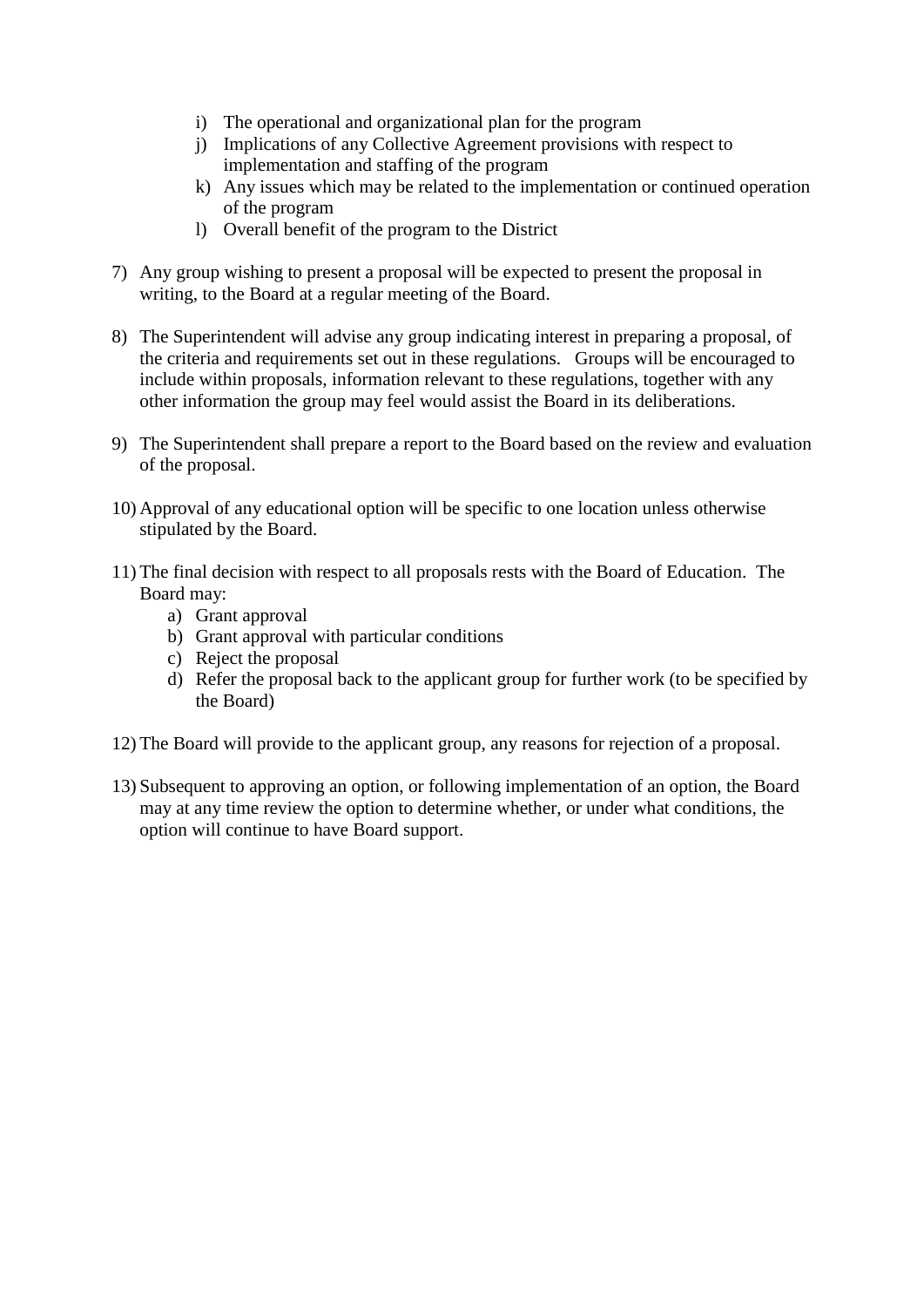i) The operational and organizational plan for the program
   j) Implications of any Collective Agreement provisions with respect to implementation and staffing of the program
   k) Any issues which may be related to the implementation or continued operation of the program
   l) Overall benefit of the program to the District

7) Any group wishing to present a proposal will be expected to present the proposal in writing, to the Board at a regular meeting of the Board.

8) The Superintendent will advise any group indicating interest in preparing a proposal, of the criteria and requirements set out in these regulations. Groups will be encouraged to include within proposals, information relevant to these regulations, together with any other information the group may feel would assist the Board in its deliberations.

9) The Superintendent shall prepare a report to the Board based on the review and evaluation of the proposal.

10) Approval of any educational option will be specific to one location unless otherwise stipulated by the Board.

11) The final decision with respect to all proposals rests with the Board of Education. The Board may:
   a) Grant approval
   b) Grant approval with particular conditions
   c) Reject the proposal
   d) Refer the proposal back to the applicant group for further work (to be specified by the Board)

12) The Board will provide to the applicant group, any reasons for rejection of a proposal.

13) Subsequent to approving an option, or following implementation of an option, the Board may at any time review the option to determine whether, or under what conditions, the option will continue to have Board support.